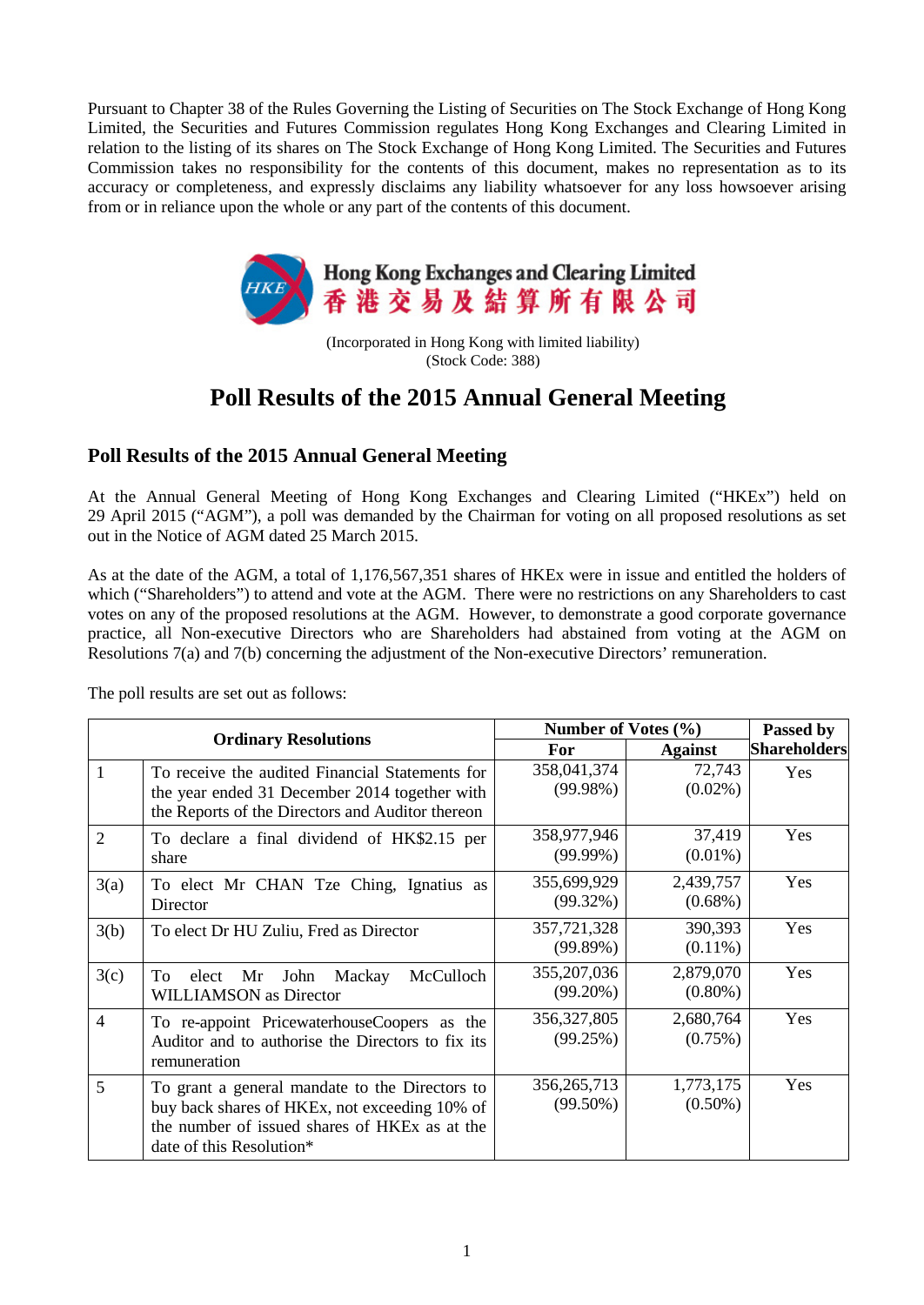Pursuant to Chapter 38 of the Rules Governing the Listing of Securities on The Stock Exchange of Hong Kong Limited, the Securities and Futures Commission regulates Hong Kong Exchanges and Clearing Limited in relation to the listing of its shares on The Stock Exchange of Hong Kong Limited. The Securities and Futures Commission takes no responsibility for the contents of this document, makes no representation as to its accuracy or completeness, and expressly disclaims any liability whatsoever for any loss howsoever arising from or in reliance upon the whole or any part of the contents of this document.

**Hong Kong Exchanges and Clearing Limited**
**香港交易及結算所有限公司**

(Incorporated in Hong Kong with limited liability)
(Stock Code: 388)

# Poll Results of the 2015 Annual General Meeting

## Poll Results of the 2015 Annual General Meeting

At the Annual General Meeting of Hong Kong Exchanges and Clearing Limited ("HKEx") held on 29 April 2015 ("AGM"), a poll was demanded by the Chairman for voting on all proposed resolutions as set out in the Notice of AGM dated 25 March 2015.

As at the date of the AGM, a total of 1,176,567,351 shares of HKEx were in issue and entitled the holders of which ("Shareholders") to attend and vote at the AGM. There were no restrictions on any Shareholders to cast votes on any of the proposed resolutions at the AGM. However, to demonstrate a good corporate governance practice, all Non-executive Directors who are Shareholders had abstained from voting at the AGM on Resolutions 7(a) and 7(b) concerning the adjustment of the Non-executive Directors' remuneration.

The poll results are set out as follows:

| Ordinary Resolutions | | Number of Votes (%) | | Passed by Shareholders |
|---|---|---|---|---|
| | | For | Against | |
| 1 | To receive the audited Financial Statements for the year ended 31 December 2014 together with the Reports of the Directors and Auditor thereon | 358,041,374 (99.98%) | 72,743 (0.02%) | Yes |
| 2 | To declare a final dividend of HK$2.15 per share | 358,977,946 (99.99%) | 37,419 (0.01%) | Yes |
| 3(a) | To elect Mr CHAN Tze Ching, Ignatius as Director | 355,699,929 (99.32%) | 2,439,757 (0.68%) | Yes |
| 3(b) | To elect Dr HU Zuliu, Fred as Director | 357,721,328 (99.89%) | 390,393 (0.11%) | Yes |
| 3(c) | To elect Mr John Mackay McCulloch WILLIAMSON as Director | 355,207,036 (99.20%) | 2,879,070 (0.80%) | Yes |
| 4 | To re-appoint PricewaterhouseCoopers as the Auditor and to authorise the Directors to fix its remuneration | 356,327,805 (99.25%) | 2,680,764 (0.75%) | Yes |
| 5 | To grant a general mandate to the Directors to buy back shares of HKEx, not exceeding 10% of the number of issued shares of HKEx as at the date of this Resolution* | 356,265,713 (99.50%) | 1,773,175 (0.50%) | Yes |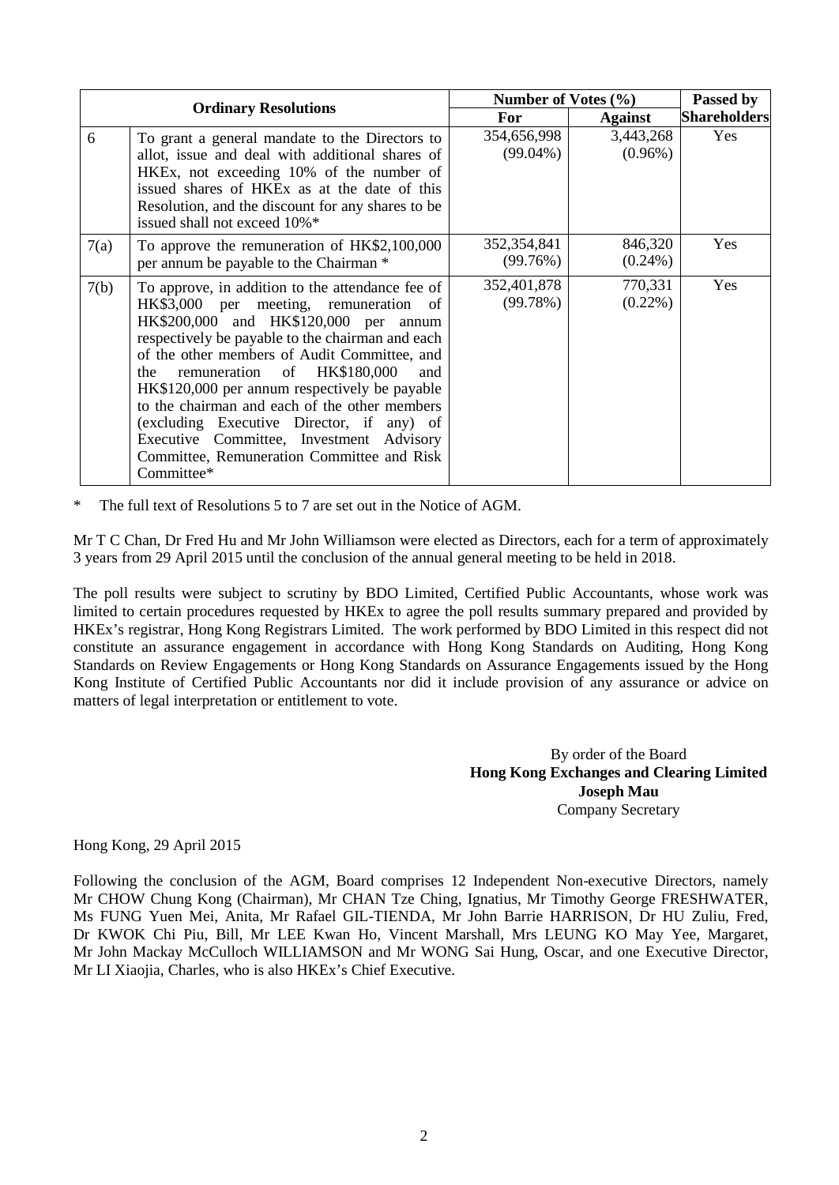| Ordinary Resolutions | | Number of Votes (%) | | Passed by Shareholders |
|---|---|---|---|---|
| | | For | Against | |
| 6 | To grant a general mandate to the Directors to allot, issue and deal with additional shares of HKEx, not exceeding 10% of the number of issued shares of HKEx as at the date of this Resolution, and the discount for any shares to be issued shall not exceed 10%* | 354,656,998 (99.04%) | 3,443,268 (0.96%) | Yes |
| 7(a) | To approve the remuneration of HK$2,100,000 per annum be payable to the Chairman * | 352,354,841 (99.76%) | 846,320 (0.24%) | Yes |
| 7(b) | To approve, in addition to the attendance fee of HK$3,000 per meeting, remuneration of HK$200,000 and HK$120,000 per annum respectively be payable to the chairman and each of the other members of Audit Committee, and the remuneration of HK$180,000 and HK$120,000 per annum respectively be payable to the chairman and each of the other members (excluding Executive Director, if any) of Executive Committee, Investment Advisory Committee, Remuneration Committee and Risk Committee* | 352,401,878 (99.78%) | 770,331 (0.22%) | Yes |

\* The full text of Resolutions 5 to 7 are set out in the Notice of AGM.

Mr T C Chan, Dr Fred Hu and Mr John Williamson were elected as Directors, each for a term of approximately 3 years from 29 April 2015 until the conclusion of the annual general meeting to be held in 2018.

The poll results were subject to scrutiny by BDO Limited, Certified Public Accountants, whose work was limited to certain procedures requested by HKEx to agree the poll results summary prepared and provided by HKEx's registrar, Hong Kong Registrars Limited. The work performed by BDO Limited in this respect did not constitute an assurance engagement in accordance with Hong Kong Standards on Auditing, Hong Kong Standards on Review Engagements or Hong Kong Standards on Assurance Engagements issued by the Hong Kong Institute of Certified Public Accountants nor did it include provision of any assurance or advice on matters of legal interpretation or entitlement to vote.

By order of the Board
**Hong Kong Exchanges and Clearing Limited**
**Joseph Mau**
Company Secretary

Hong Kong, 29 April 2015

Following the conclusion of the AGM, Board comprises 12 Independent Non-executive Directors, namely Mr CHOW Chung Kong (Chairman), Mr CHAN Tze Ching, Ignatius, Mr Timothy George FRESHWATER, Ms FUNG Yuen Mei, Anita, Mr Rafael GIL-TIENDA, Mr John Barrie HARRISON, Dr HU Zuliu, Fred, Dr KWOK Chi Piu, Bill, Mr LEE Kwan Ho, Vincent Marshall, Mrs LEUNG KO May Yee, Margaret, Mr John Mackay McCulloch WILLIAMSON and Mr WONG Sai Hung, Oscar, and one Executive Director, Mr LI Xiaojia, Charles, who is also HKEx's Chief Executive.